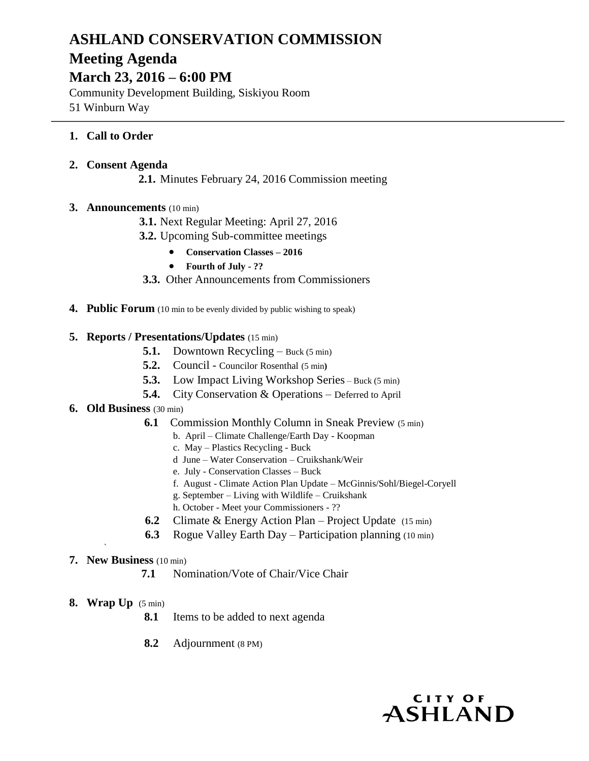# ASHLAND CONSERVATION COMMISSION

## Meeting Agenda

## March 23, 2016 – 6:00 PM

Community Development Building, Siskiyou Room
51 Winburn Way

---

1. **Call to Order**

2. **Consent Agenda**
   - **2.1.** Minutes February 24, 2016 Commission meeting

3. **Announcements** (10 min)
   - **3.1.** Next Regular Meeting: April 27, 2016
   - **3.2.** Upcoming Sub-committee meetings
     - **Conservation Classes – 2016**
     - **Fourth of July - ??**
   - **3.3.** Other Announcements from Commissioners

4. **Public Forum** (10 min to be evenly divided by public wishing to speak)

5. **Reports / Presentations/Updates** (15 min)
   - **5.1.** Downtown Recycling – Buck (5 min)
   - **5.2.** Council - Councilor Rosenthal (5 min)
   - **5.3.** Low Impact Living Workshop Series – Buck (5 min)
   - **5.4.** City Conservation & Operations – Deferred to April

6. **Old Business** (30 min)
   - **6.1** Commission Monthly Column in Sneak Preview (5 min)
     - b. April – Climate Challenge/Earth Day - Koopman
     - c. May – Plastics Recycling - Buck
     - d June – Water Conservation – Cruikshank/Weir
     - e. July - Conservation Classes – Buck
     - f. August - Climate Action Plan Update – McGinnis/Sohl/Biegel-Coryell
     - g. September – Living with Wildlife – Cruikshank
     - h. October - Meet your Commissioners - ??
   - **6.2** Climate & Energy Action Plan – Project Update (15 min)
   - **6.3** Rogue Valley Earth Day – Participation planning (10 min)

7. **New Business** (10 min)
   - **7.1** Nomination/Vote of Chair/Vice Chair

8. **Wrap Up** (5 min)
   - **8.1** Items to be added to next agenda
   - **8.2** Adjournment (8 PM)

CITY OF ASHLAND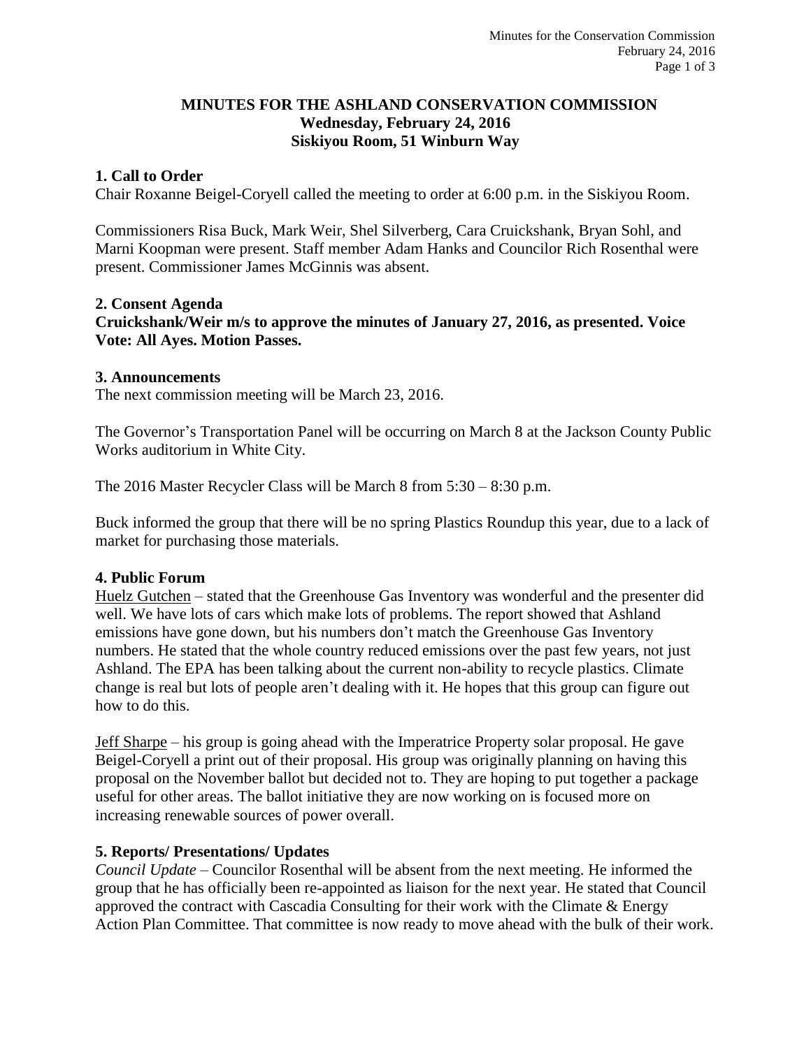# MINUTES FOR THE ASHLAND CONSERVATION COMMISSION
## Wednesday, February 24, 2016
## Siskiyou Room, 51 Winburn Way

### 1. Call to Order

Chair Roxanne Beigel-Coryell called the meeting to order at 6:00 p.m. in the Siskiyou Room.

Commissioners Risa Buck, Mark Weir, Shel Silverberg, Cara Cruickshank, Bryan Sohl, and Marni Koopman were present. Staff member Adam Hanks and Councilor Rich Rosenthal were present. Commissioner James McGinnis was absent.

### 2. Consent Agenda

**Cruickshank/Weir m/s to approve the minutes of January 27, 2016, as presented. Voice Vote: All Ayes. Motion Passes.**

### 3. Announcements

The next commission meeting will be March 23, 2016.

The Governor's Transportation Panel will be occurring on March 8 at the Jackson County Public Works auditorium in White City.

The 2016 Master Recycler Class will be March 8 from 5:30 – 8:30 p.m.

Buck informed the group that there will be no spring Plastics Roundup this year, due to a lack of market for purchasing those materials.

### 4. Public Forum

Huelz Gutchen – stated that the Greenhouse Gas Inventory was wonderful and the presenter did well. We have lots of cars which make lots of problems. The report showed that Ashland emissions have gone down, but his numbers don't match the Greenhouse Gas Inventory numbers. He stated that the whole country reduced emissions over the past few years, not just Ashland. The EPA has been talking about the current non-ability to recycle plastics. Climate change is real but lots of people aren't dealing with it. He hopes that this group can figure out how to do this.

Jeff Sharpe – his group is going ahead with the Imperatrice Property solar proposal. He gave Beigel-Coryell a print out of their proposal. His group was originally planning on having this proposal on the November ballot but decided not to. They are hoping to put together a package useful for other areas. The ballot initiative they are now working on is focused more on increasing renewable sources of power overall.

### 5. Reports/ Presentations/ Updates

*Council Update* – Councilor Rosenthal will be absent from the next meeting. He informed the group that he has officially been re-appointed as liaison for the next year. He stated that Council approved the contract with Cascadia Consulting for their work with the Climate & Energy Action Plan Committee. That committee is now ready to move ahead with the bulk of their work.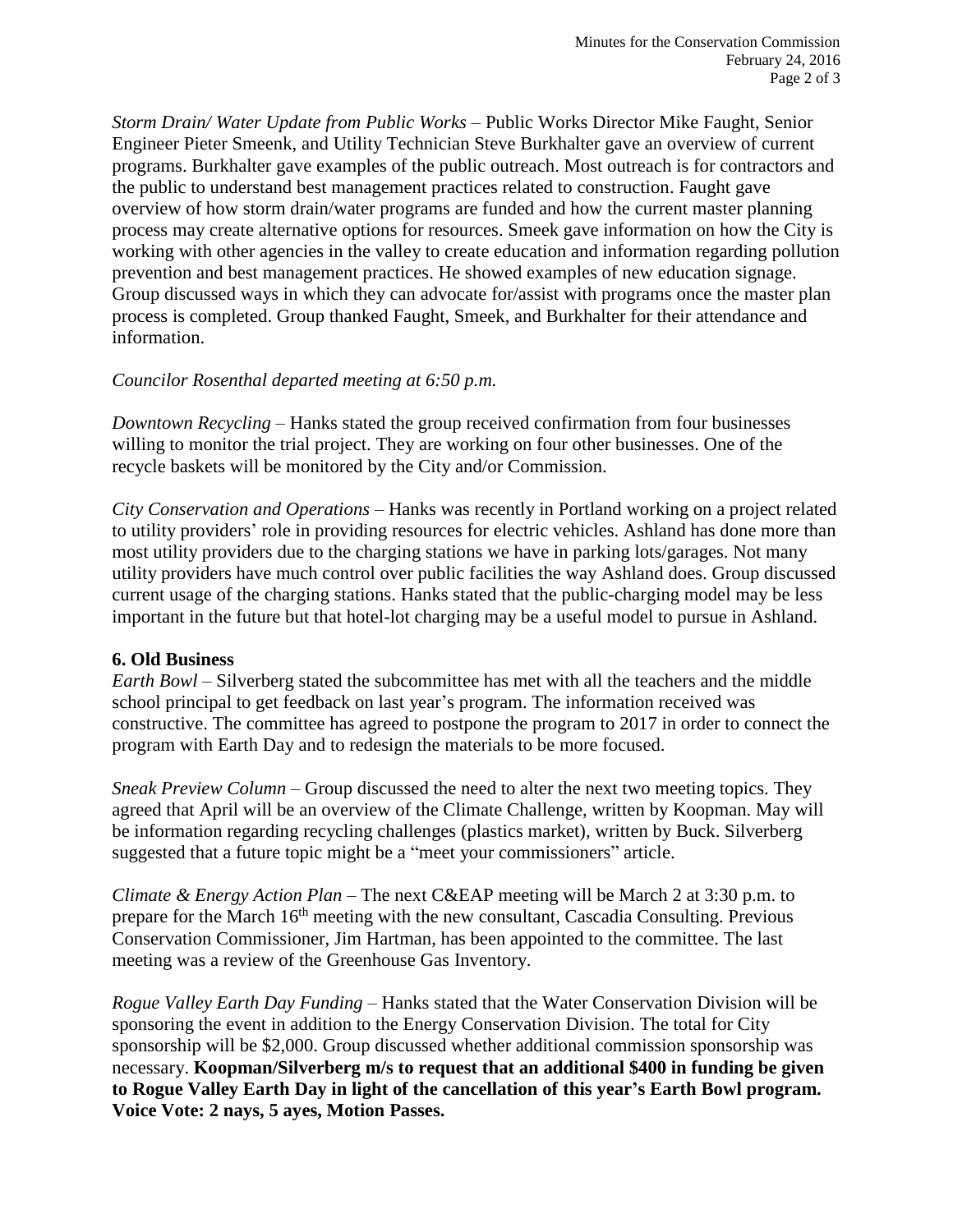*Storm Drain/ Water Update from Public Works* – Public Works Director Mike Faught, Senior Engineer Pieter Smeenk, and Utility Technician Steve Burkhalter gave an overview of current programs. Burkhalter gave examples of the public outreach. Most outreach is for contractors and the public to understand best management practices related to construction. Faught gave overview of how storm drain/water programs are funded and how the current master planning process may create alternative options for resources. Smeek gave information on how the City is working with other agencies in the valley to create education and information regarding pollution prevention and best management practices. He showed examples of new education signage. Group discussed ways in which they can advocate for/assist with programs once the master plan process is completed. Group thanked Faught, Smeek, and Burkhalter for their attendance and information.

*Councilor Rosenthal departed meeting at 6:50 p.m.*

*Downtown Recycling* – Hanks stated the group received confirmation from four businesses willing to monitor the trial project. They are working on four other businesses. One of the recycle baskets will be monitored by the City and/or Commission.

*City Conservation and Operations* – Hanks was recently in Portland working on a project related to utility providers' role in providing resources for electric vehicles. Ashland has done more than most utility providers due to the charging stations we have in parking lots/garages. Not many utility providers have much control over public facilities the way Ashland does. Group discussed current usage of the charging stations. Hanks stated that the public-charging model may be less important in the future but that hotel-lot charging may be a useful model to pursue in Ashland.

**6. Old Business**

*Earth Bowl* – Silverberg stated the subcommittee has met with all the teachers and the middle school principal to get feedback on last year's program. The information received was constructive. The committee has agreed to postpone the program to 2017 in order to connect the program with Earth Day and to redesign the materials to be more focused.

*Sneak Preview Column* – Group discussed the need to alter the next two meeting topics. They agreed that April will be an overview of the Climate Challenge, written by Koopman. May will be information regarding recycling challenges (plastics market), written by Buck. Silverberg suggested that a future topic might be a "meet your commissioners" article.

*Climate & Energy Action Plan* – The next C&EAP meeting will be March 2 at 3:30 p.m. to prepare for the March 16th meeting with the new consultant, Cascadia Consulting. Previous Conservation Commissioner, Jim Hartman, has been appointed to the committee. The last meeting was a review of the Greenhouse Gas Inventory.

*Rogue Valley Earth Day Funding* – Hanks stated that the Water Conservation Division will be sponsoring the event in addition to the Energy Conservation Division. The total for City sponsorship will be $2,000. Group discussed whether additional commission sponsorship was necessary. **Koopman/Silverberg m/s to request that an additional $400 in funding be given to Rogue Valley Earth Day in light of the cancellation of this year's Earth Bowl program. Voice Vote: 2 nays, 5 ayes, Motion Passes.**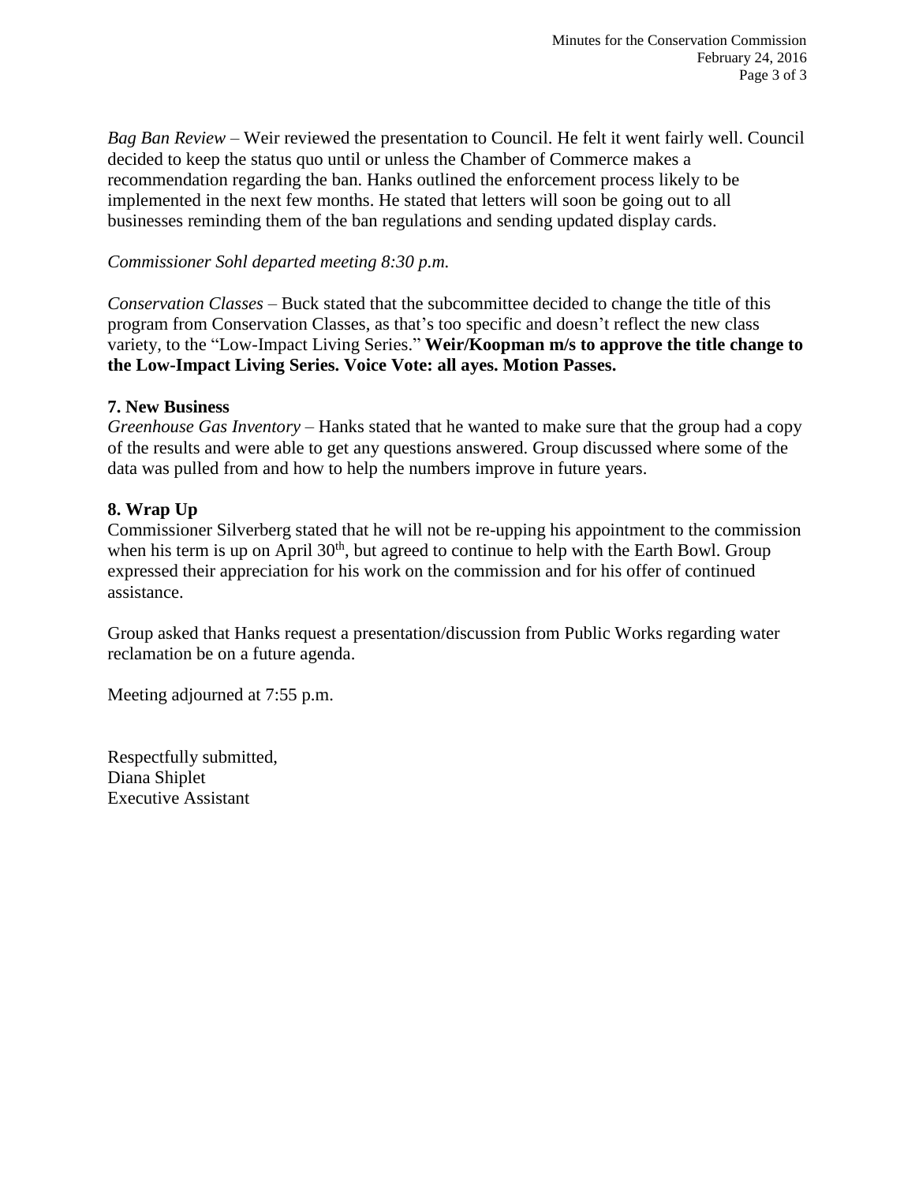*Bag Ban Review* – Weir reviewed the presentation to Council. He felt it went fairly well. Council decided to keep the status quo until or unless the Chamber of Commerce makes a recommendation regarding the ban. Hanks outlined the enforcement process likely to be implemented in the next few months. He stated that letters will soon be going out to all businesses reminding them of the ban regulations and sending updated display cards.

*Commissioner Sohl departed meeting 8:30 p.m.*

*Conservation Classes* – Buck stated that the subcommittee decided to change the title of this program from Conservation Classes, as that's too specific and doesn't reflect the new class variety, to the "Low-Impact Living Series." **Weir/Koopman m/s to approve the title change to the Low-Impact Living Series. Voice Vote: all ayes. Motion Passes.**

**7. New Business**

*Greenhouse Gas Inventory* – Hanks stated that he wanted to make sure that the group had a copy of the results and were able to get any questions answered. Group discussed where some of the data was pulled from and how to help the numbers improve in future years.

**8. Wrap Up**

Commissioner Silverberg stated that he will not be re-upping his appointment to the commission when his term is up on April 30th, but agreed to continue to help with the Earth Bowl. Group expressed their appreciation for his work on the commission and for his offer of continued assistance.

Group asked that Hanks request a presentation/discussion from Public Works regarding water reclamation be on a future agenda.

Meeting adjourned at 7:55 p.m.

Respectfully submitted,
Diana Shiplet
Executive Assistant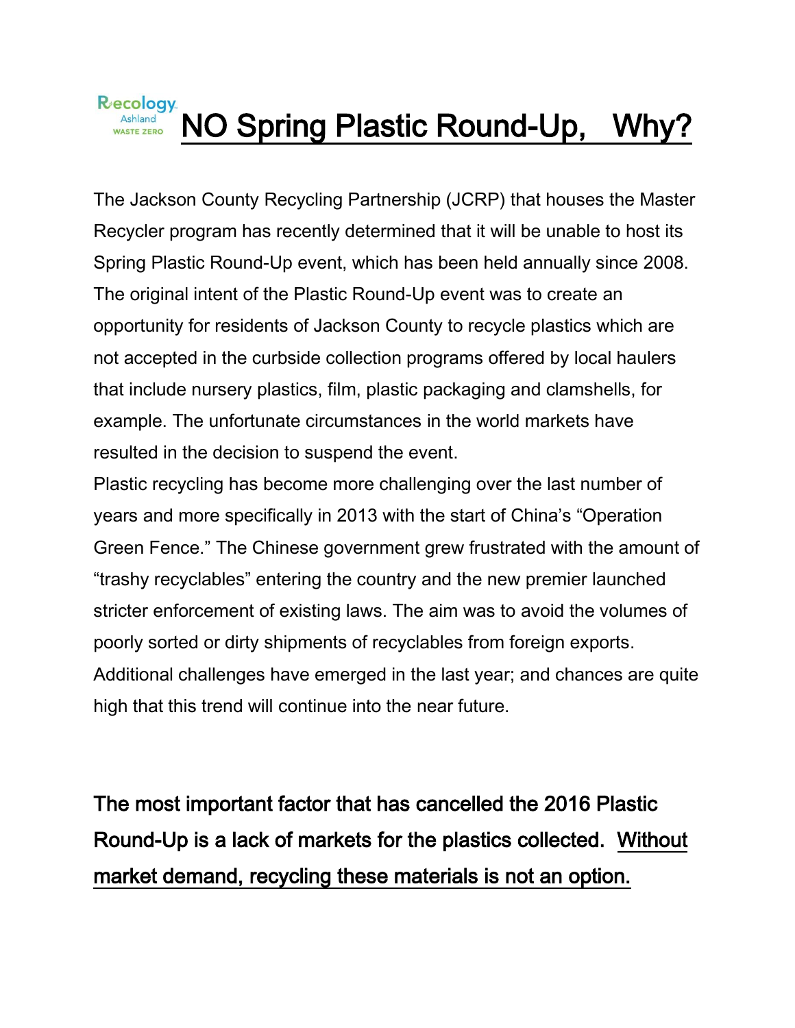Recology Ashland WASTE ZERO

# NO Spring Plastic Round-Up, Why?

The Jackson County Recycling Partnership (JCRP) that houses the Master Recycler program has recently determined that it will be unable to host its Spring Plastic Round-Up event, which has been held annually since 2008. The original intent of the Plastic Round-Up event was to create an opportunity for residents of Jackson County to recycle plastics which are not accepted in the curbside collection programs offered by local haulers that include nursery plastics, film, plastic packaging and clamshells, for example. The unfortunate circumstances in the world markets have resulted in the decision to suspend the event.

Plastic recycling has become more challenging over the last number of years and more specifically in 2013 with the start of China's "Operation Green Fence." The Chinese government grew frustrated with the amount of "trashy recyclables" entering the country and the new premier launched stricter enforcement of existing laws. The aim was to avoid the volumes of poorly sorted or dirty shipments of recyclables from foreign exports. Additional challenges have emerged in the last year; and chances are quite high that this trend will continue into the near future.

**The most important factor that has cancelled the 2016 Plastic Round-Up is a lack of markets for the plastics collected. Without market demand, recycling these materials is not an option.**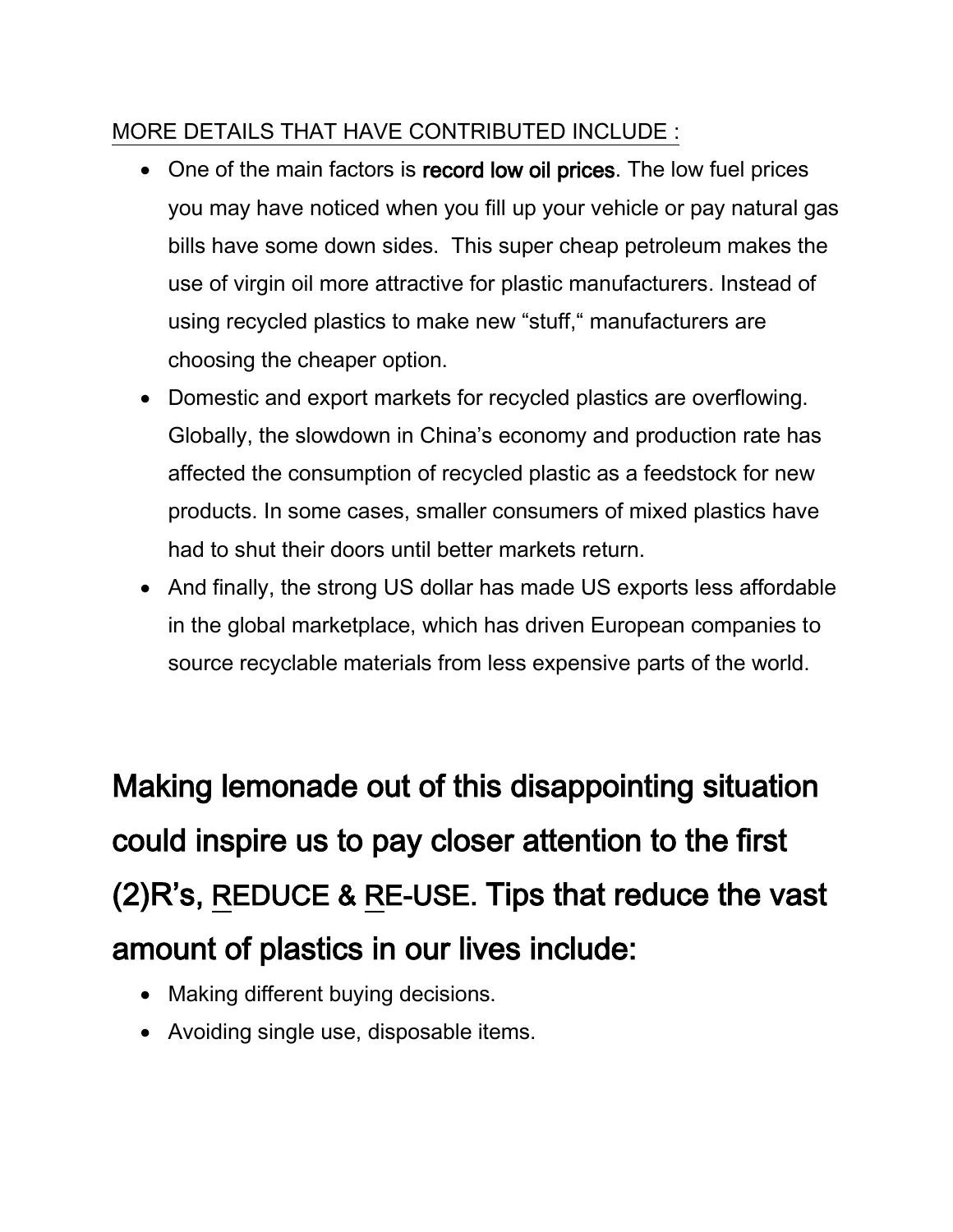MORE DETAILS THAT HAVE CONTRIBUTED INCLUDE :

- One of the main factors is **record low oil prices**. The low fuel prices you may have noticed when you fill up your vehicle or pay natural gas bills have some down sides. This super cheap petroleum makes the use of virgin oil more attractive for plastic manufacturers. Instead of using recycled plastics to make new "stuff," manufacturers are choosing the cheaper option.
- Domestic and export markets for recycled plastics are overflowing. Globally, the slowdown in China's economy and production rate has affected the consumption of recycled plastic as a feedstock for new products. In some cases, smaller consumers of mixed plastics have had to shut their doors until better markets return.
- And finally, the strong US dollar has made US exports less affordable in the global marketplace, which has driven European companies to source recyclable materials from less expensive parts of the world.

## Making lemonade out of this disappointing situation could inspire us to pay closer attention to the first (2)R's, REDUCE & RE-USE. Tips that reduce the vast amount of plastics in our lives include:

- Making different buying decisions.
- Avoiding single use, disposable items.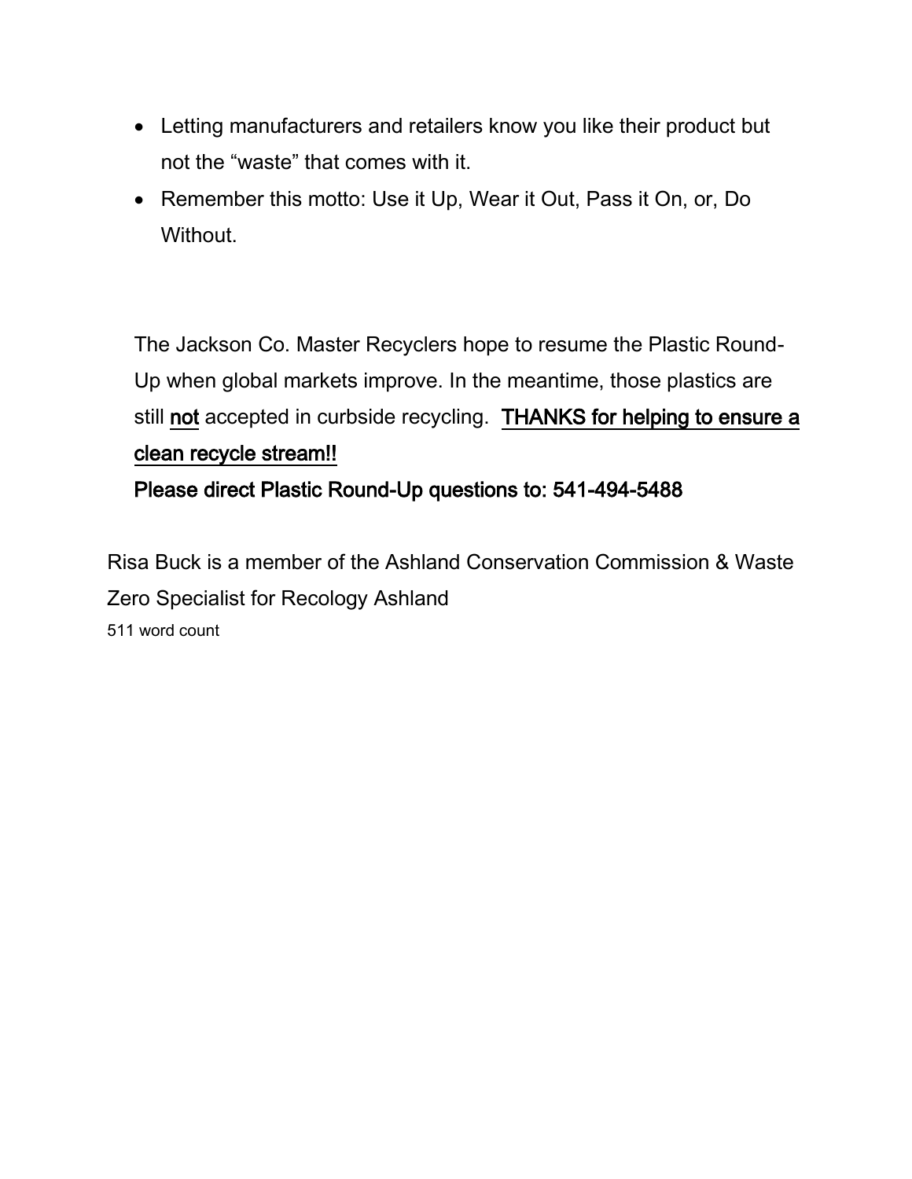- Letting manufacturers and retailers know you like their product but not the "waste" that comes with it.
- Remember this motto: Use it Up, Wear it Out, Pass it On, or, Do Without.

The Jackson Co. Master Recyclers hope to resume the Plastic Round-Up when global markets improve. In the meantime, those plastics are still <u>not</u> accepted in curbside recycling. **<u>THANKS for helping to ensure a clean recycle stream!!</u>**

**Please direct Plastic Round-Up questions to: 541-494-5488**

Risa Buck is a member of the Ashland Conservation Commission & Waste Zero Specialist for Recology Ashland

511 word count